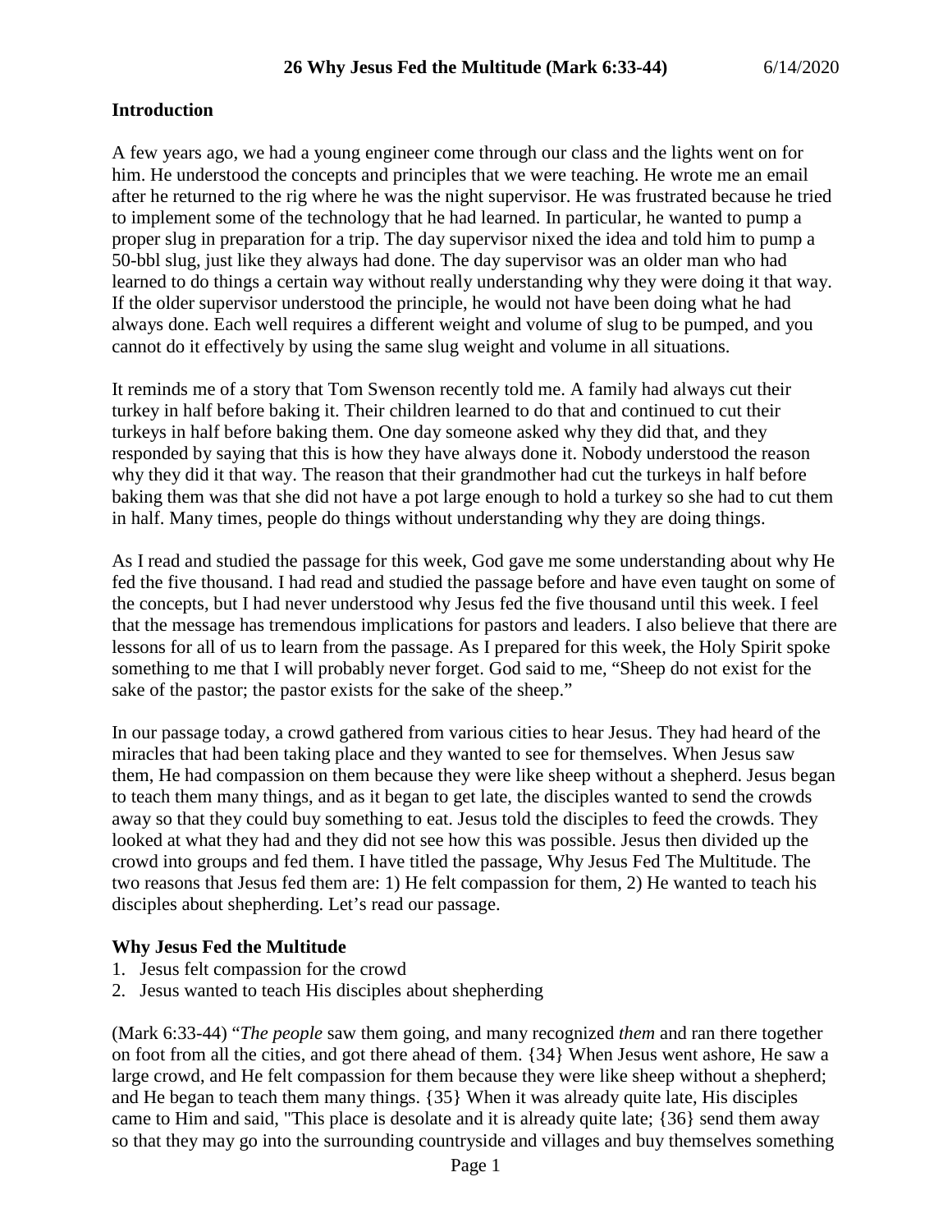# 26 Why Jesus Fed the Multitude (Mark 6:33-44) 6/14/2020

## Introduction

A few years ago, we had a young engineer come through our class and the lights went on for him. He understood the concepts and principles that we were teaching. He wrote me an email after he returned to the rig where he was the night supervisor. He was frustrated because he tried to implement some of the technology that he had learned. In particular, he wanted to pump a proper slug in preparation for a trip. The day supervisor nixed the idea and told him to pump a 50-bbl slug, just like they always had done. The day supervisor was an older man who had learned to do things a certain way without really understanding why they were doing it that way. If the older supervisor understood the principle, he would not have been doing what he had always done. Each well requires a different weight and volume of slug to be pumped, and you cannot do it effectively by using the same slug weight and volume in all situations.

It reminds me of a story that Tom Swenson recently told me. A family had always cut their turkey in half before baking it. Their children learned to do that and continued to cut their turkeys in half before baking them. One day someone asked why they did that, and they responded by saying that this is how they have always done it. Nobody understood the reason why they did it that way. The reason that their grandmother had cut the turkeys in half before baking them was that she did not have a pot large enough to hold a turkey so she had to cut them in half. Many times, people do things without understanding why they are doing things.

As I read and studied the passage for this week, God gave me some understanding about why He fed the five thousand. I had read and studied the passage before and have even taught on some of the concepts, but I had never understood why Jesus fed the five thousand until this week. I feel that the message has tremendous implications for pastors and leaders. I also believe that there are lessons for all of us to learn from the passage. As I prepared for this week, the Holy Spirit spoke something to me that I will probably never forget. God said to me, "Sheep do not exist for the sake of the pastor; the pastor exists for the sake of the sheep."

In our passage today, a crowd gathered from various cities to hear Jesus. They had heard of the miracles that had been taking place and they wanted to see for themselves. When Jesus saw them, He had compassion on them because they were like sheep without a shepherd. Jesus began to teach them many things, and as it began to get late, the disciples wanted to send the crowds away so that they could buy something to eat. Jesus told the disciples to feed the crowds. They looked at what they had and they did not see how this was possible. Jesus then divided up the crowd into groups and fed them. I have titled the passage, Why Jesus Fed The Multitude. The two reasons that Jesus fed them are: 1) He felt compassion for them, 2) He wanted to teach his disciples about shepherding. Let's read our passage.

## Why Jesus Fed the Multitude

1. Jesus felt compassion for the crowd
2. Jesus wanted to teach His disciples about shepherding

(Mark 6:33-44) "*The people* saw them going, and many recognized *them* and ran there together on foot from all the cities, and got there ahead of them. {34} When Jesus went ashore, He saw a large crowd, and He felt compassion for them because they were like sheep without a shepherd; and He began to teach them many things. {35} When it was already quite late, His disciples came to Him and said, "This place is desolate and it is already quite late; {36} send them away so that they may go into the surrounding countryside and villages and buy themselves something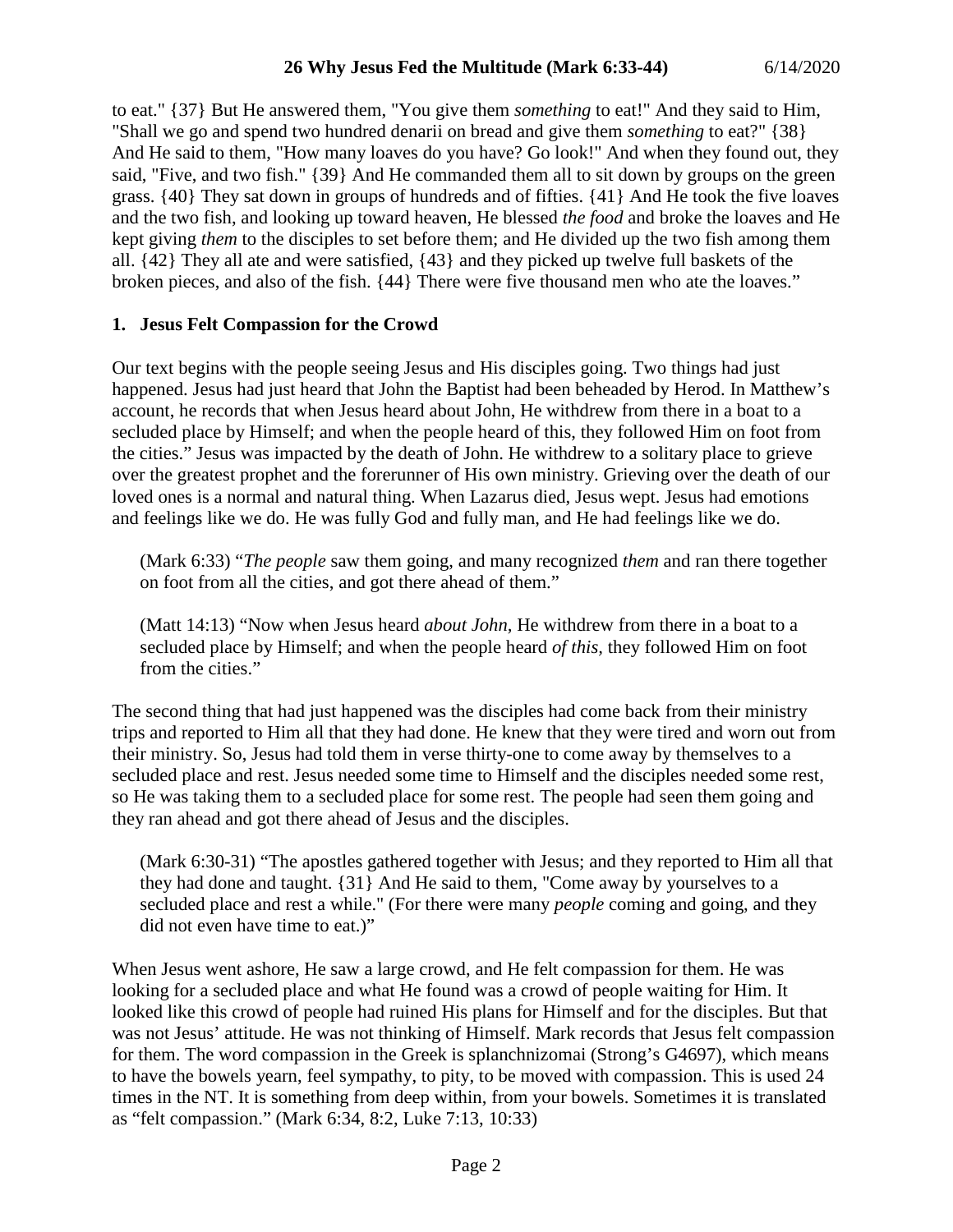to eat." {37} But He answered them, "You give them *something* to eat!" And they said to Him, "Shall we go and spend two hundred denarii on bread and give them *something* to eat?" {38} And He said to them, "How many loaves do you have? Go look!" And when they found out, they said, "Five, and two fish." {39} And He commanded them all to sit down by groups on the green grass. {40} They sat down in groups of hundreds and of fifties. {41} And He took the five loaves and the two fish, and looking up toward heaven, He blessed *the food* and broke the loaves and He kept giving *them* to the disciples to set before them; and He divided up the two fish among them all. {42} They all ate and were satisfied, {43} and they picked up twelve full baskets of the broken pieces, and also of the fish. {44} There were five thousand men who ate the loaves."

## 1. Jesus Felt Compassion for the Crowd

Our text begins with the people seeing Jesus and His disciples going. Two things had just happened. Jesus had just heard that John the Baptist had been beheaded by Herod. In Matthew's account, he records that when Jesus heard about John, He withdrew from there in a boat to a secluded place by Himself; and when the people heard of this, they followed Him on foot from the cities." Jesus was impacted by the death of John. He withdrew to a solitary place to grieve over the greatest prophet and the forerunner of His own ministry. Grieving over the death of our loved ones is a normal and natural thing. When Lazarus died, Jesus wept. Jesus had emotions and feelings like we do. He was fully God and fully man, and He had feelings like we do.

> (Mark 6:33) "*The people* saw them going, and many recognized *them* and ran there together on foot from all the cities, and got there ahead of them."

> (Matt 14:13) "Now when Jesus heard *about John*, He withdrew from there in a boat to a secluded place by Himself; and when the people heard *of this*, they followed Him on foot from the cities."

The second thing that had just happened was the disciples had come back from their ministry trips and reported to Him all that they had done. He knew that they were tired and worn out from their ministry. So, Jesus had told them in verse thirty-one to come away by themselves to a secluded place and rest. Jesus needed some time to Himself and the disciples needed some rest, so He was taking them to a secluded place for some rest. The people had seen them going and they ran ahead and got there ahead of Jesus and the disciples.

> (Mark 6:30-31) "The apostles gathered together with Jesus; and they reported to Him all that they had done and taught. {31} And He said to them, "Come away by yourselves to a secluded place and rest a while." (For there were many *people* coming and going, and they did not even have time to eat.)"

When Jesus went ashore, He saw a large crowd, and He felt compassion for them. He was looking for a secluded place and what He found was a crowd of people waiting for Him. It looked like this crowd of people had ruined His plans for Himself and for the disciples. But that was not Jesus' attitude. He was not thinking of Himself. Mark records that Jesus felt compassion for them. The word compassion in the Greek is splanchnizomai (Strong's G4697), which means to have the bowels yearn, feel sympathy, to pity, to be moved with compassion. This is used 24 times in the NT. It is something from deep within, from your bowels. Sometimes it is translated as "felt compassion." (Mark 6:34, 8:2, Luke 7:13, 10:33)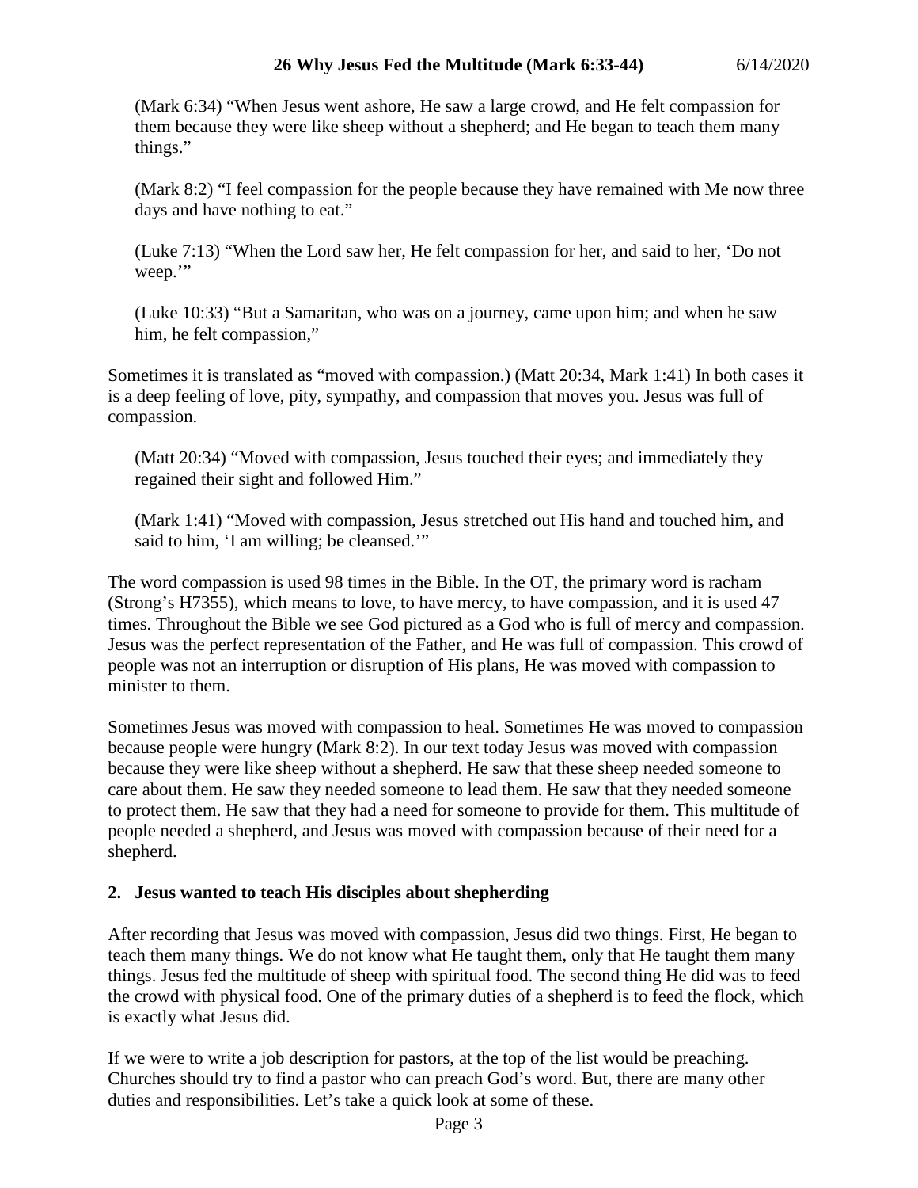(Mark 6:34) "When Jesus went ashore, He saw a large crowd, and He felt compassion for them because they were like sheep without a shepherd; and He began to teach them many things."

(Mark 8:2) "I feel compassion for the people because they have remained with Me now three days and have nothing to eat."

(Luke 7:13) "When the Lord saw her, He felt compassion for her, and said to her, 'Do not weep.'"

(Luke 10:33) "But a Samaritan, who was on a journey, came upon him; and when he saw him, he felt compassion,"

Sometimes it is translated as "moved with compassion.) (Matt 20:34, Mark 1:41) In both cases it is a deep feeling of love, pity, sympathy, and compassion that moves you. Jesus was full of compassion.

(Matt 20:34) "Moved with compassion, Jesus touched their eyes; and immediately they regained their sight and followed Him."

(Mark 1:41) "Moved with compassion, Jesus stretched out His hand and touched him, and said to him, 'I am willing; be cleansed.'"

The word compassion is used 98 times in the Bible. In the OT, the primary word is racham (Strong's H7355), which means to love, to have mercy, to have compassion, and it is used 47 times. Throughout the Bible we see God pictured as a God who is full of mercy and compassion. Jesus was the perfect representation of the Father, and He was full of compassion. This crowd of people was not an interruption or disruption of His plans, He was moved with compassion to minister to them.

Sometimes Jesus was moved with compassion to heal. Sometimes He was moved to compassion because people were hungry (Mark 8:2). In our text today Jesus was moved with compassion because they were like sheep without a shepherd. He saw that these sheep needed someone to care about them. He saw they needed someone to lead them. He saw that they needed someone to protect them. He saw that they had a need for someone to provide for them. This multitude of people needed a shepherd, and Jesus was moved with compassion because of their need for a shepherd.

### 2. Jesus wanted to teach His disciples about shepherding

After recording that Jesus was moved with compassion, Jesus did two things. First, He began to teach them many things. We do not know what He taught them, only that He taught them many things. Jesus fed the multitude of sheep with spiritual food. The second thing He did was to feed the crowd with physical food. One of the primary duties of a shepherd is to feed the flock, which is exactly what Jesus did.

If we were to write a job description for pastors, at the top of the list would be preaching. Churches should try to find a pastor who can preach God's word. But, there are many other duties and responsibilities. Let's take a quick look at some of these.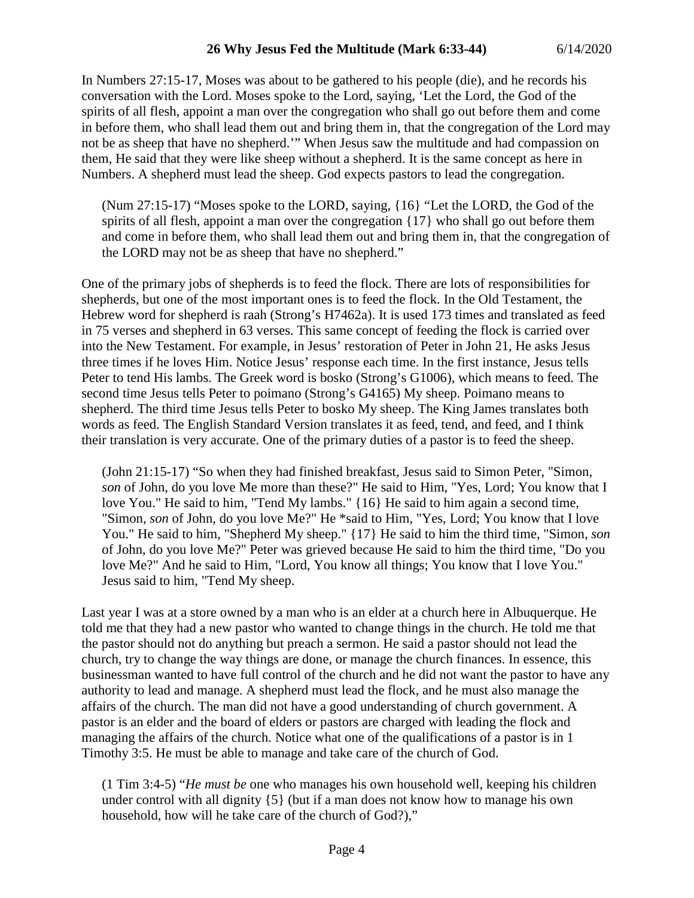In Numbers 27:15-17, Moses was about to be gathered to his people (die), and he records his conversation with the Lord. Moses spoke to the Lord, saying, 'Let the Lord, the God of the spirits of all flesh, appoint a man over the congregation who shall go out before them and come in before them, who shall lead them out and bring them in, that the congregation of the Lord may not be as sheep that have no shepherd.'" When Jesus saw the multitude and had compassion on them, He said that they were like sheep without a shepherd. It is the same concept as here in Numbers. A shepherd must lead the sheep. God expects pastors to lead the congregation.

> (Num 27:15-17) "Moses spoke to the LORD, saying, {16} "Let the LORD, the God of the spirits of all flesh, appoint a man over the congregation {17} who shall go out before them and come in before them, who shall lead them out and bring them in, that the congregation of the LORD may not be as sheep that have no shepherd."

One of the primary jobs of shepherds is to feed the flock. There are lots of responsibilities for shepherds, but one of the most important ones is to feed the flock. In the Old Testament, the Hebrew word for shepherd is raah (Strong's H7462a). It is used 173 times and translated as feed in 75 verses and shepherd in 63 verses. This same concept of feeding the flock is carried over into the New Testament. For example, in Jesus' restoration of Peter in John 21, He asks Jesus three times if he loves Him. Notice Jesus' response each time. In the first instance, Jesus tells Peter to tend His lambs. The Greek word is bosko (Strong's G1006), which means to feed. The second time Jesus tells Peter to poimano (Strong's G4165) My sheep. Poimano means to shepherd. The third time Jesus tells Peter to bosko My sheep. The King James translates both words as feed. The English Standard Version translates it as feed, tend, and feed, and I think their translation is very accurate. One of the primary duties of a pastor is to feed the sheep.

> (John 21:15-17) "So when they had finished breakfast, Jesus said to Simon Peter, "Simon, *son* of John, do you love Me more than these?" He said to Him, "Yes, Lord; You know that I love You." He said to him, "Tend My lambs." {16} He said to him again a second time, "Simon, *son* of John, do you love Me?" He *said to Him, "Yes, Lord; You know that I love You." He said to him, "Shepherd My sheep." {17} He said to him the third time, "Simon, *son* of John, do you love Me?" Peter was grieved because He said to him the third time, "Do you love Me?" And he said to Him, "Lord, You know all things; You know that I love You." Jesus said to him, "Tend My sheep.

Last year I was at a store owned by a man who is an elder at a church here in Albuquerque. He told me that they had a new pastor who wanted to change things in the church. He told me that the pastor should not do anything but preach a sermon. He said a pastor should not lead the church, try to change the way things are done, or manage the church finances. In essence, this businessman wanted to have full control of the church and he did not want the pastor to have any authority to lead and manage. A shepherd must lead the flock, and he must also manage the affairs of the church. The man did not have a good understanding of church government. A pastor is an elder and the board of elders or pastors are charged with leading the flock and managing the affairs of the church. Notice what one of the qualifications of a pastor is in 1 Timothy 3:5. He must be able to manage and take care of the church of God.

> (1 Tim 3:4-5) "*He must be* one who manages his own household well, keeping his children under control with all dignity {5} (but if a man does not know how to manage his own household, how will he take care of the church of God?),"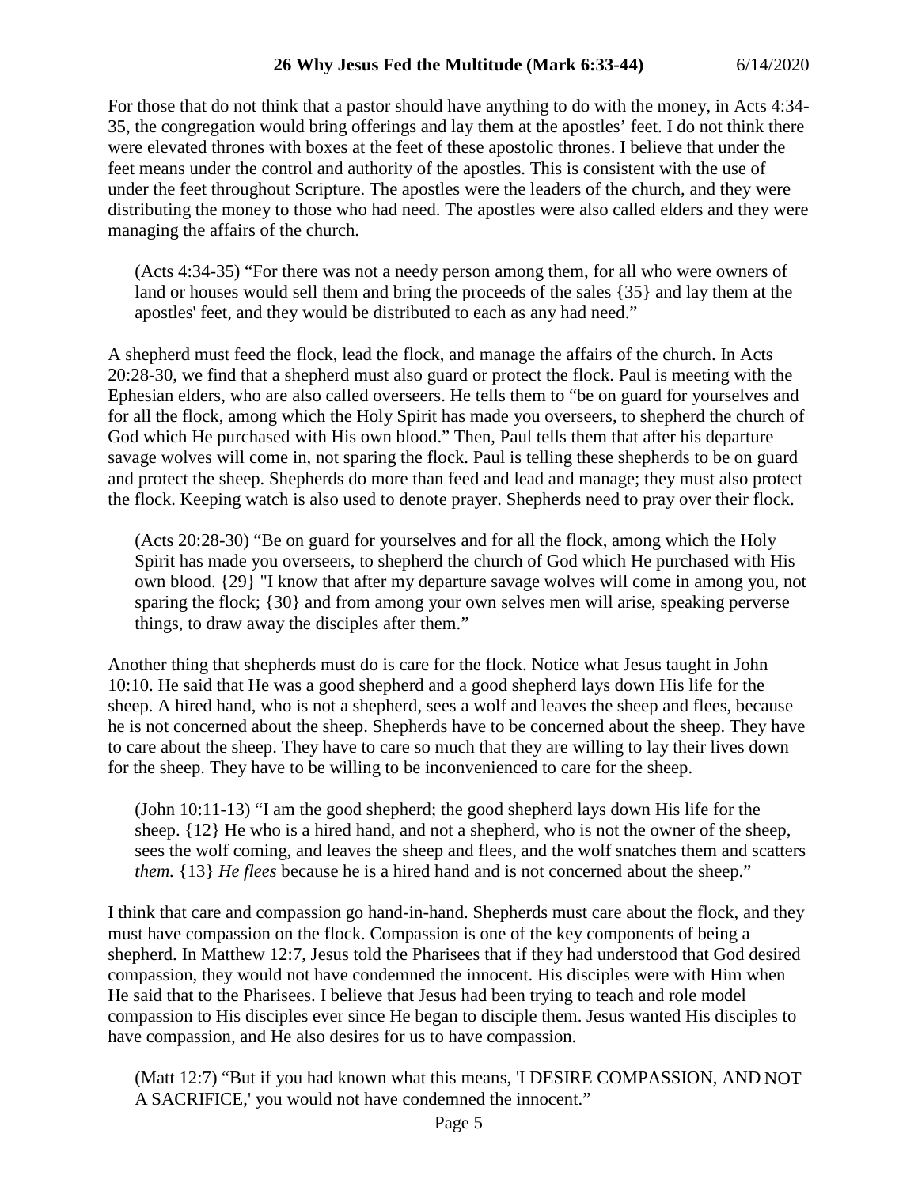For those that do not think that a pastor should have anything to do with the money, in Acts 4:34-35, the congregation would bring offerings and lay them at the apostles' feet. I do not think there were elevated thrones with boxes at the feet of these apostolic thrones. I believe that under the feet means under the control and authority of the apostles. This is consistent with the use of under the feet throughout Scripture. The apostles were the leaders of the church, and they were distributing the money to those who had need. The apostles were also called elders and they were managing the affairs of the church.

> (Acts 4:34-35) "For there was not a needy person among them, for all who were owners of land or houses would sell them and bring the proceeds of the sales {35} and lay them at the apostles' feet, and they would be distributed to each as any had need."

A shepherd must feed the flock, lead the flock, and manage the affairs of the church. In Acts 20:28-30, we find that a shepherd must also guard or protect the flock. Paul is meeting with the Ephesian elders, who are also called overseers. He tells them to "be on guard for yourselves and for all the flock, among which the Holy Spirit has made you overseers, to shepherd the church of God which He purchased with His own blood." Then, Paul tells them that after his departure savage wolves will come in, not sparing the flock. Paul is telling these shepherds to be on guard and protect the sheep. Shepherds do more than feed and lead and manage; they must also protect the flock. Keeping watch is also used to denote prayer. Shepherds need to pray over their flock.

> (Acts 20:28-30) "Be on guard for yourselves and for all the flock, among which the Holy Spirit has made you overseers, to shepherd the church of God which He purchased with His own blood. {29} "I know that after my departure savage wolves will come in among you, not sparing the flock; {30} and from among your own selves men will arise, speaking perverse things, to draw away the disciples after them."

Another thing that shepherds must do is care for the flock. Notice what Jesus taught in John 10:10. He said that He was a good shepherd and a good shepherd lays down His life for the sheep. A hired hand, who is not a shepherd, sees a wolf and leaves the sheep and flees, because he is not concerned about the sheep. Shepherds have to be concerned about the sheep. They have to care about the sheep. They have to care so much that they are willing to lay their lives down for the sheep. They have to be willing to be inconvenienced to care for the sheep.

> (John 10:11-13) "I am the good shepherd; the good shepherd lays down His life for the sheep. {12} He who is a hired hand, and not a shepherd, who is not the owner of the sheep, sees the wolf coming, and leaves the sheep and flees, and the wolf snatches them and scatters *them.* {13} *He flees* because he is a hired hand and is not concerned about the sheep."

I think that care and compassion go hand-in-hand. Shepherds must care about the flock, and they must have compassion on the flock. Compassion is one of the key components of being a shepherd. In Matthew 12:7, Jesus told the Pharisees that if they had understood that God desired compassion, they would not have condemned the innocent. His disciples were with Him when He said that to the Pharisees. I believe that Jesus had been trying to teach and role model compassion to His disciples ever since He began to disciple them. Jesus wanted His disciples to have compassion, and He also desires for us to have compassion.

> (Matt 12:7) "But if you had known what this means, 'I DESIRE COMPASSION, AND NOT A SACRIFICE,' you would not have condemned the innocent."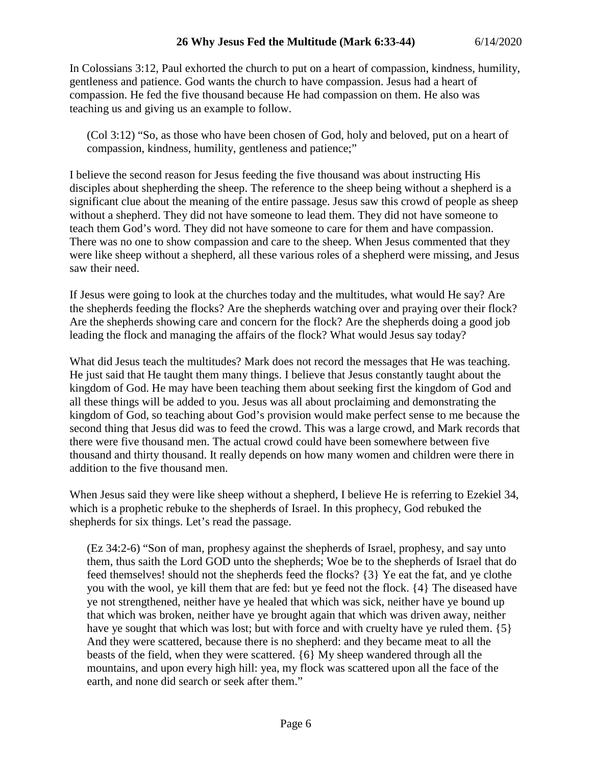In Colossians 3:12, Paul exhorted the church to put on a heart of compassion, kindness, humility, gentleness and patience. God wants the church to have compassion. Jesus had a heart of compassion. He fed the five thousand because He had compassion on them. He also was teaching us and giving us an example to follow.

> (Col 3:12) "So, as those who have been chosen of God, holy and beloved, put on a heart of compassion, kindness, humility, gentleness and patience;"

I believe the second reason for Jesus feeding the five thousand was about instructing His disciples about shepherding the sheep. The reference to the sheep being without a shepherd is a significant clue about the meaning of the entire passage. Jesus saw this crowd of people as sheep without a shepherd. They did not have someone to lead them. They did not have someone to teach them God's word. They did not have someone to care for them and have compassion. There was no one to show compassion and care to the sheep. When Jesus commented that they were like sheep without a shepherd, all these various roles of a shepherd were missing, and Jesus saw their need.

If Jesus were going to look at the churches today and the multitudes, what would He say? Are the shepherds feeding the flocks? Are the shepherds watching over and praying over their flock? Are the shepherds showing care and concern for the flock? Are the shepherds doing a good job leading the flock and managing the affairs of the flock? What would Jesus say today?

What did Jesus teach the multitudes? Mark does not record the messages that He was teaching. He just said that He taught them many things. I believe that Jesus constantly taught about the kingdom of God. He may have been teaching them about seeking first the kingdom of God and all these things will be added to you. Jesus was all about proclaiming and demonstrating the kingdom of God, so teaching about God's provision would make perfect sense to me because the second thing that Jesus did was to feed the crowd. This was a large crowd, and Mark records that there were five thousand men. The actual crowd could have been somewhere between five thousand and thirty thousand. It really depends on how many women and children were there in addition to the five thousand men.

When Jesus said they were like sheep without a shepherd, I believe He is referring to Ezekiel 34, which is a prophetic rebuke to the shepherds of Israel. In this prophecy, God rebuked the shepherds for six things. Let's read the passage.

> (Ez 34:2-6) "Son of man, prophesy against the shepherds of Israel, prophesy, and say unto them, thus saith the Lord GOD unto the shepherds; Woe be to the shepherds of Israel that do feed themselves! should not the shepherds feed the flocks? {3} Ye eat the fat, and ye clothe you with the wool, ye kill them that are fed: but ye feed not the flock. {4} The diseased have ye not strengthened, neither have ye healed that which was sick, neither have ye bound up that which was broken, neither have ye brought again that which was driven away, neither have ye sought that which was lost; but with force and with cruelty have ye ruled them. {5} And they were scattered, because there is no shepherd: and they became meat to all the beasts of the field, when they were scattered. {6} My sheep wandered through all the mountains, and upon every high hill: yea, my flock was scattered upon all the face of the earth, and none did search or seek after them."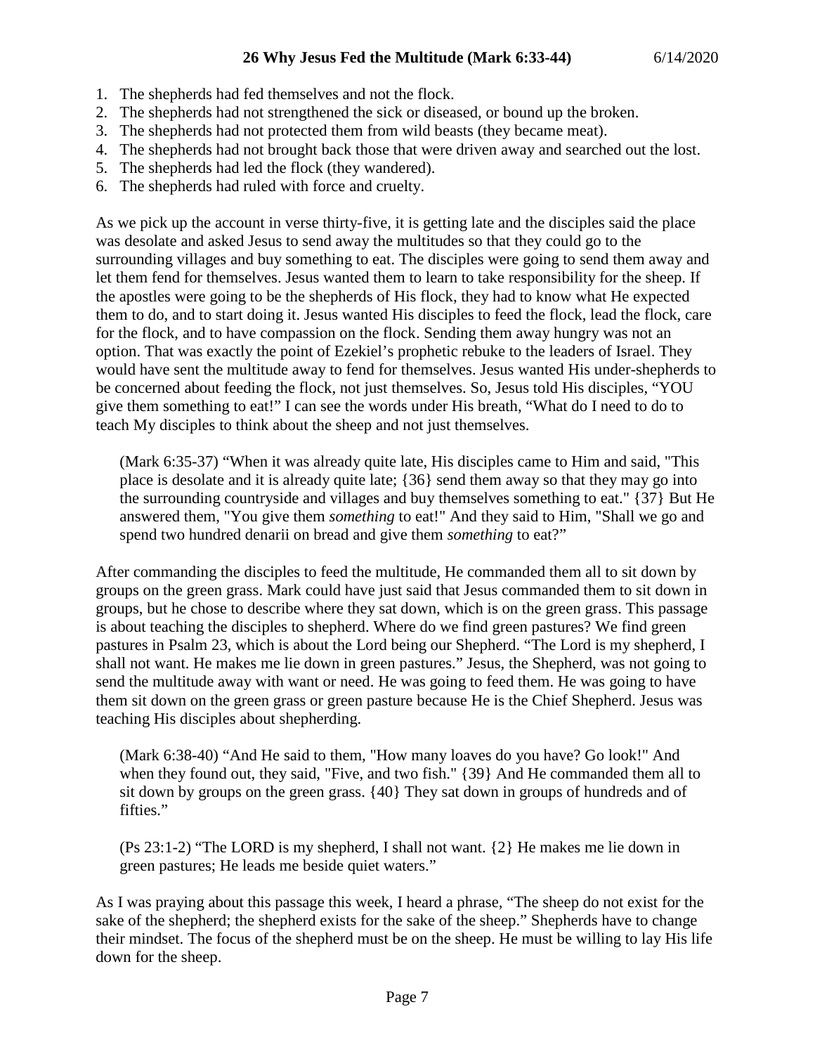1. The shepherds had fed themselves and not the flock.
2. The shepherds had not strengthened the sick or diseased, or bound up the broken.
3. The shepherds had not protected them from wild beasts (they became meat).
4. The shepherds had not brought back those that were driven away and searched out the lost.
5. The shepherds had led the flock (they wandered).
6. The shepherds had ruled with force and cruelty.

As we pick up the account in verse thirty-five, it is getting late and the disciples said the place was desolate and asked Jesus to send away the multitudes so that they could go to the surrounding villages and buy something to eat. The disciples were going to send them away and let them fend for themselves. Jesus wanted them to learn to take responsibility for the sheep. If the apostles were going to be the shepherds of His flock, they had to know what He expected them to do, and to start doing it. Jesus wanted His disciples to feed the flock, lead the flock, care for the flock, and to have compassion on the flock. Sending them away hungry was not an option. That was exactly the point of Ezekiel's prophetic rebuke to the leaders of Israel. They would have sent the multitude away to fend for themselves. Jesus wanted His under-shepherds to be concerned about feeding the flock, not just themselves. So, Jesus told His disciples, "YOU give them something to eat!" I can see the words under His breath, "What do I need to do to teach My disciples to think about the sheep and not just themselves.

> (Mark 6:35-37) "When it was already quite late, His disciples came to Him and said, "This place is desolate and it is already quite late; {36} send them away so that they may go into the surrounding countryside and villages and buy themselves something to eat." {37} But He answered them, "You give them *something* to eat!" And they said to Him, "Shall we go and spend two hundred denarii on bread and give them *something* to eat?"

After commanding the disciples to feed the multitude, He commanded them all to sit down by groups on the green grass. Mark could have just said that Jesus commanded them to sit down in groups, but he chose to describe where they sat down, which is on the green grass. This passage is about teaching the disciples to shepherd. Where do we find green pastures? We find green pastures in Psalm 23, which is about the Lord being our Shepherd. "The Lord is my shepherd, I shall not want. He makes me lie down in green pastures." Jesus, the Shepherd, was not going to send the multitude away with want or need. He was going to feed them. He was going to have them sit down on the green grass or green pasture because He is the Chief Shepherd. Jesus was teaching His disciples about shepherding.

> (Mark 6:38-40) "And He said to them, "How many loaves do you have? Go look!" And when they found out, they said, "Five, and two fish." {39} And He commanded them all to sit down by groups on the green grass. {40} They sat down in groups of hundreds and of fifties."

> (Ps 23:1-2) "The LORD is my shepherd, I shall not want. {2} He makes me lie down in green pastures; He leads me beside quiet waters."

As I was praying about this passage this week, I heard a phrase, "The sheep do not exist for the sake of the shepherd; the shepherd exists for the sake of the sheep." Shepherds have to change their mindset. The focus of the shepherd must be on the sheep. He must be willing to lay His life down for the sheep.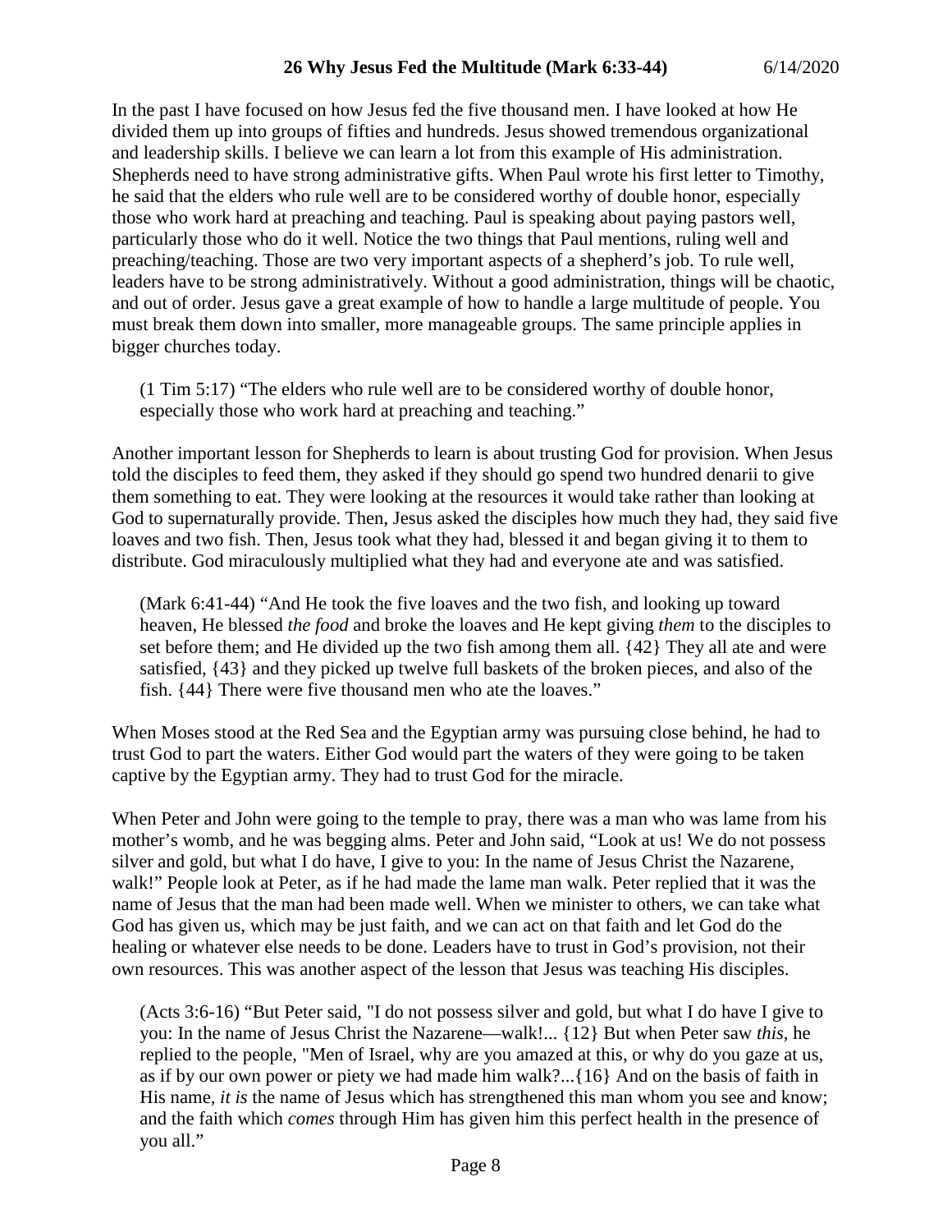In the past I have focused on how Jesus fed the five thousand men. I have looked at how He divided them up into groups of fifties and hundreds. Jesus showed tremendous organizational and leadership skills. I believe we can learn a lot from this example of His administration. Shepherds need to have strong administrative gifts. When Paul wrote his first letter to Timothy, he said that the elders who rule well are to be considered worthy of double honor, especially those who work hard at preaching and teaching. Paul is speaking about paying pastors well, particularly those who do it well. Notice the two things that Paul mentions, ruling well and preaching/teaching. Those are two very important aspects of a shepherd's job. To rule well, leaders have to be strong administratively. Without a good administration, things will be chaotic, and out of order. Jesus gave a great example of how to handle a large multitude of people. You must break them down into smaller, more manageable groups. The same principle applies in bigger churches today.

> (1 Tim 5:17) "The elders who rule well are to be considered worthy of double honor, especially those who work hard at preaching and teaching."

Another important lesson for Shepherds to learn is about trusting God for provision. When Jesus told the disciples to feed them, they asked if they should go spend two hundred denarii to give them something to eat. They were looking at the resources it would take rather than looking at God to supernaturally provide. Then, Jesus asked the disciples how much they had, they said five loaves and two fish. Then, Jesus took what they had, blessed it and began giving it to them to distribute. God miraculously multiplied what they had and everyone ate and was satisfied.

> (Mark 6:41-44) "And He took the five loaves and the two fish, and looking up toward heaven, He blessed *the food* and broke the loaves and He kept giving *them* to the disciples to set before them; and He divided up the two fish among them all. {42} They all ate and were satisfied, {43} and they picked up twelve full baskets of the broken pieces, and also of the fish. {44} There were five thousand men who ate the loaves."

When Moses stood at the Red Sea and the Egyptian army was pursuing close behind, he had to trust God to part the waters. Either God would part the waters of they were going to be taken captive by the Egyptian army. They had to trust God for the miracle.

When Peter and John were going to the temple to pray, there was a man who was lame from his mother's womb, and he was begging alms. Peter and John said, "Look at us! We do not possess silver and gold, but what I do have, I give to you: In the name of Jesus Christ the Nazarene, walk!" People look at Peter, as if he had made the lame man walk. Peter replied that it was the name of Jesus that the man had been made well. When we minister to others, we can take what God has given us, which may be just faith, and we can act on that faith and let God do the healing or whatever else needs to be done. Leaders have to trust in God's provision, not their own resources. This was another aspect of the lesson that Jesus was teaching His disciples.

> (Acts 3:6-16) "But Peter said, "I do not possess silver and gold, but what I do have I give to you: In the name of Jesus Christ the Nazarene—walk!... {12} But when Peter saw *this,* he replied to the people, "Men of Israel, why are you amazed at this, or why do you gaze at us, as if by our own power or piety we had made him walk?...{16} And on the basis of faith in His name, *it is* the name of Jesus which has strengthened this man whom you see and know; and the faith which *comes* through Him has given him this perfect health in the presence of you all."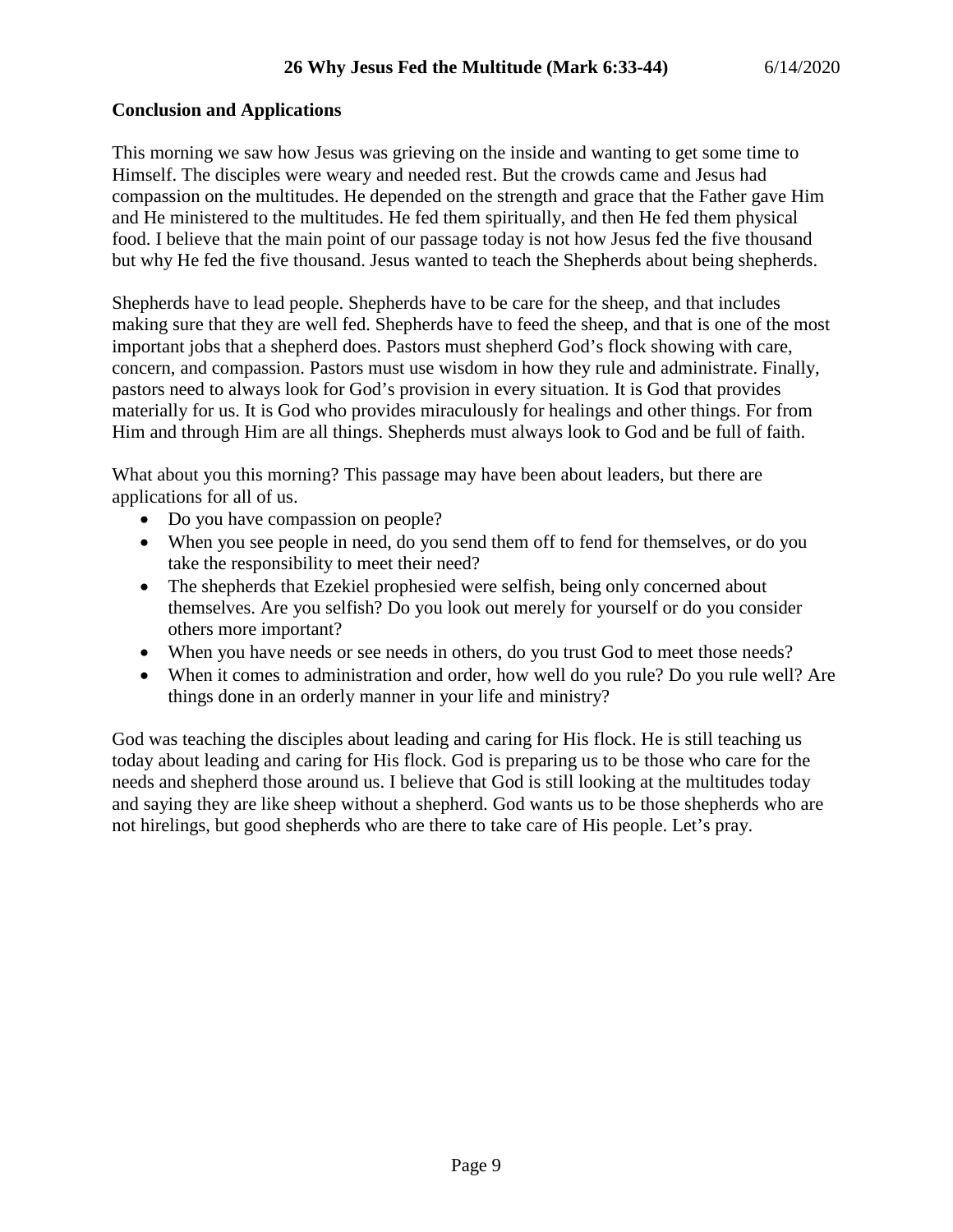## Conclusion and Applications

This morning we saw how Jesus was grieving on the inside and wanting to get some time to Himself. The disciples were weary and needed rest. But the crowds came and Jesus had compassion on the multitudes. He depended on the strength and grace that the Father gave Him and He ministered to the multitudes. He fed them spiritually, and then He fed them physical food. I believe that the main point of our passage today is not how Jesus fed the five thousand but why He fed the five thousand. Jesus wanted to teach the Shepherds about being shepherds.

Shepherds have to lead people. Shepherds have to be care for the sheep, and that includes making sure that they are well fed. Shepherds have to feed the sheep, and that is one of the most important jobs that a shepherd does. Pastors must shepherd God's flock showing with care, concern, and compassion. Pastors must use wisdom in how they rule and administrate. Finally, pastors need to always look for God's provision in every situation. It is God that provides materially for us. It is God who provides miraculously for healings and other things. For from Him and through Him are all things. Shepherds must always look to God and be full of faith.

What about you this morning? This passage may have been about leaders, but there are applications for all of us.

- Do you have compassion on people?
- When you see people in need, do you send them off to fend for themselves, or do you take the responsibility to meet their need?
- The shepherds that Ezekiel prophesied were selfish, being only concerned about themselves. Are you selfish? Do you look out merely for yourself or do you consider others more important?
- When you have needs or see needs in others, do you trust God to meet those needs?
- When it comes to administration and order, how well do you rule? Do you rule well? Are things done in an orderly manner in your life and ministry?

God was teaching the disciples about leading and caring for His flock. He is still teaching us today about leading and caring for His flock. God is preparing us to be those who care for the needs and shepherd those around us. I believe that God is still looking at the multitudes today and saying they are like sheep without a shepherd. God wants us to be those shepherds who are not hirelings, but good shepherds who are there to take care of His people. Let's pray.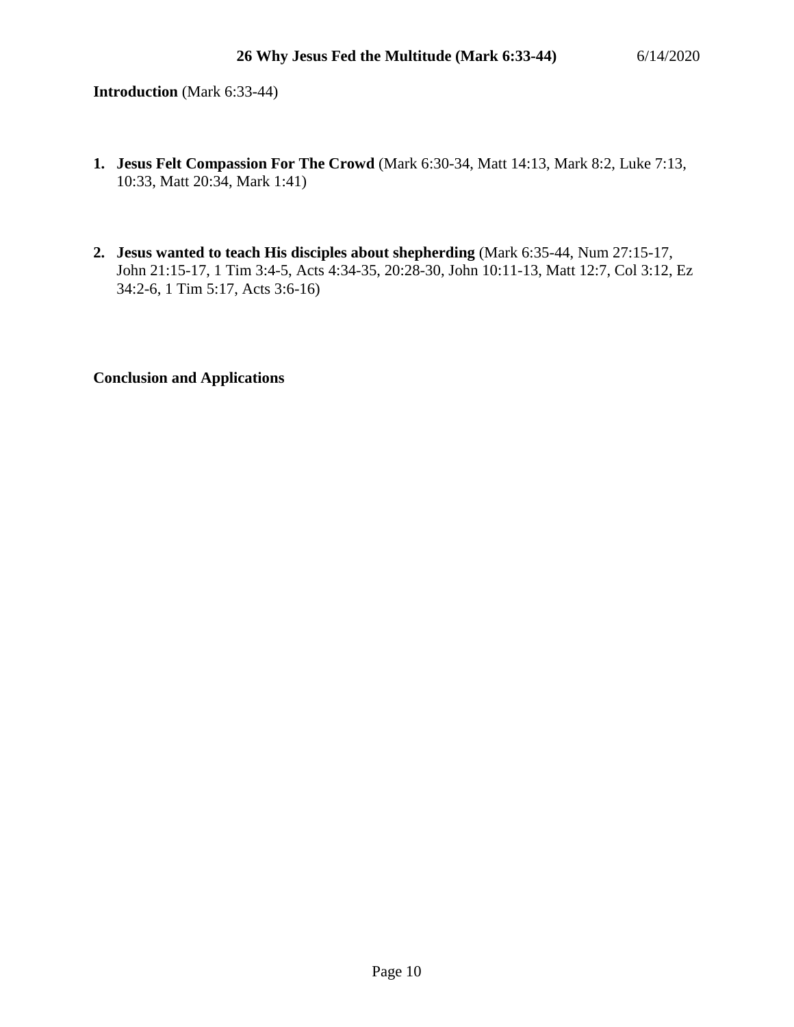# 26 Why Jesus Fed the Multitude (Mark 6:33-44) 6/14/2020

**Introduction** (Mark 6:33-44)

1. **Jesus Felt Compassion For The Crowd** (Mark 6:30-34, Matt 14:13, Mark 8:2, Luke 7:13, 10:33, Matt 20:34, Mark 1:41)

2. **Jesus wanted to teach His disciples about shepherding** (Mark 6:35-44, Num 27:15-17, John 21:15-17, 1 Tim 3:4-5, Acts 4:34-35, 20:28-30, John 10:11-13, Matt 12:7, Col 3:12, Ez 34:2-6, 1 Tim 5:17, Acts 3:6-16)

**Conclusion and Applications**